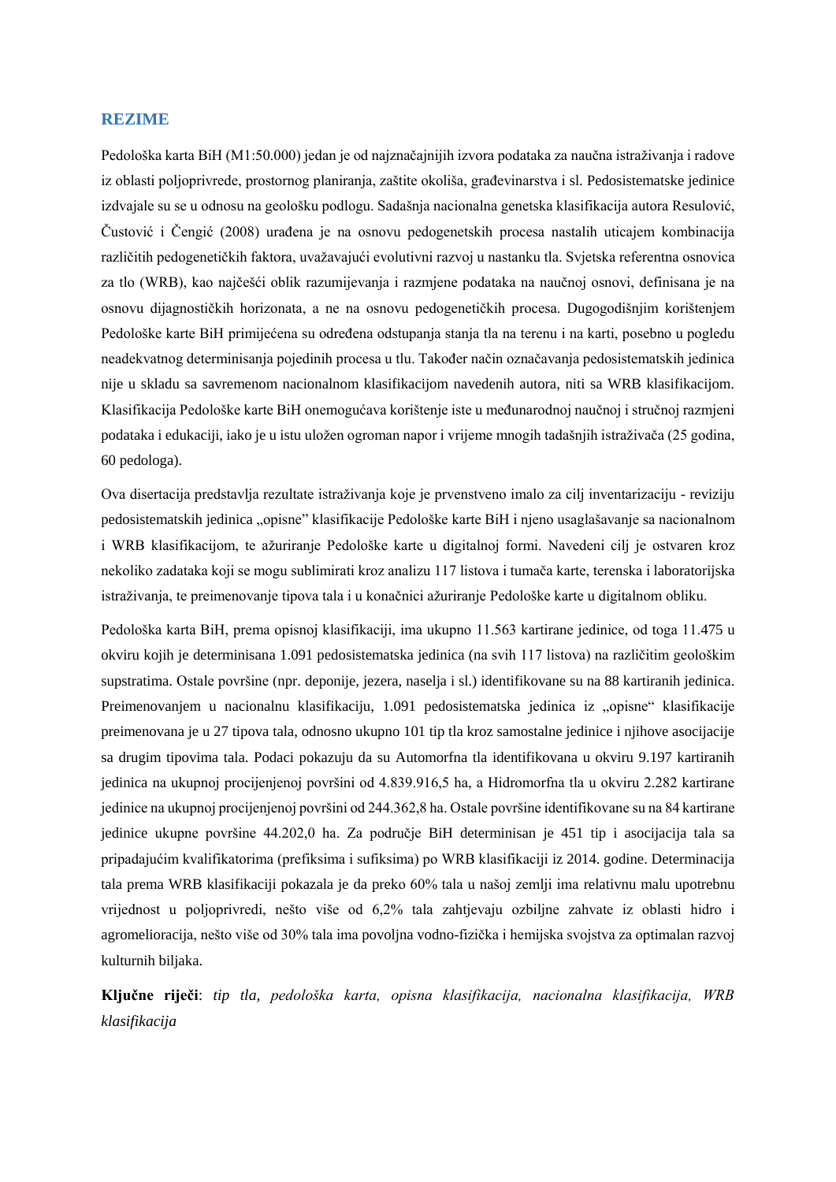## REZIME

Pedološka karta BiH (M1:50.000) jedan je od najznačajnijih izvora podataka za naučna istraživanja i radove iz oblasti poljoprivrede, prostornog planiranja, zaštite okoliša, građevinarstva i sl. Pedosistematske jedinice izdvajale su se u odnosu na geološku podlogu. Sadašnja nacionalna genetska klasifikacija autora Resulović, Čustović i Čengić (2008) urađena je na osnovu pedogenetskih procesa nastalih uticajem kombinacija različitih pedogenetičkih faktora, uvažavajući evolutivni razvoj u nastanku tla. Svjetska referentna osnovica za tlo (WRB), kao najčešći oblik razumijevanja i razmjene podataka na naučnoj osnovi, definisana je na osnovu dijagnostičkih horizonata, a ne na osnovu pedogenetičkih procesa. Dugogodišnjim korištenjem Pedološke karte BiH primijećena su određena odstupanja stanja tla na terenu i na karti, posebno u pogledu neadekvatnog determinisanja pojedinih procesa u tlu. Također način označavanja pedosistematskih jedinica nije u skladu sa savremenom nacionalnom klasifikacijom navedenih autora, niti sa WRB klasifikacijom. Klasifikacija Pedološke karte BiH onemogućava korištenje iste u međunarodnoj naučnoj i stručnoj razmjeni podataka i edukaciji, iako je u istu uložen ogroman napor i vrijeme mnogih tadašnjih istraživača (25 godina, 60 pedologa).

Ova disertacija predstavlja rezultate istraživanja koje je prvenstveno imalo za cilj inventarizaciju - reviziju pedosistematskih jedinica „opisne" klasifikacije Pedološke karte BiH i njeno usaglašavanje sa nacionalnom i WRB klasifikacijom, te ažuriranje Pedološke karte u digitalnoj formi. Navedeni cilj je ostvaren kroz nekoliko zadataka koji se mogu sublimirati kroz analizu 117 listova i tumača karte, terenska i laboratorijska istraživanja, te preimenovanje tipova tala i u konačnici ažuriranje Pedološke karte u digitalnom obliku.

Pedološka karta BiH, prema opisnoj klasifikaciji, ima ukupno 11.563 kartirane jedinice, od toga 11.475 u okviru kojih je determinisana 1.091 pedosistematska jedinica (na svih 117 listova) na različitim geološkim supstratima. Ostale površine (npr. deponije, jezera, naselja i sl.) identifikovane su na 88 kartiranih jedinica. Preimenovanjem u nacionalnu klasifikaciju, 1.091 pedosistematska jedinica iz „opisne" klasifikacije preimenovana je u 27 tipova tala, odnosno ukupno 101 tip tla kroz samostalne jedinice i njihove asocijacije sa drugim tipovima tala. Podaci pokazuju da su Automorfna tla identifikovana u okviru 9.197 kartiranih jedinica na ukupnoj procijenjenoj površini od 4.839.916,5 ha, a Hidromorfna tla u okviru 2.282 kartirane jedinice na ukupnoj procijenjenoj površini od 244.362,8 ha. Ostale površine identifikovane su na 84 kartirane jedinice ukupne površine 44.202,0 ha. Za područje BiH determinisan je 451 tip i asocijacija tala sa pripadajućim kvalifikatorima (prefiksima i sufiksima) po WRB klasifikaciji iz 2014. godine. Determinacija tala prema WRB klasifikaciji pokazala je da preko 60% tala u našoj zemlji ima relativnu malu upotrebnu vrijednost u poljoprivredi, nešto više od 6,2% tala zahtjevaju ozbiljne zahvate iz oblasti hidro i agromelioracija, nešto više od 30% tala ima povoljna vodno-fizička i hemijska svojstva za optimalan razvoj kulturnih biljaka.

**Ključne riječi**: *tip tla, pedološka karta, opisna klasifikacija, nacionalna klasifikacija, WRB klasifikacija*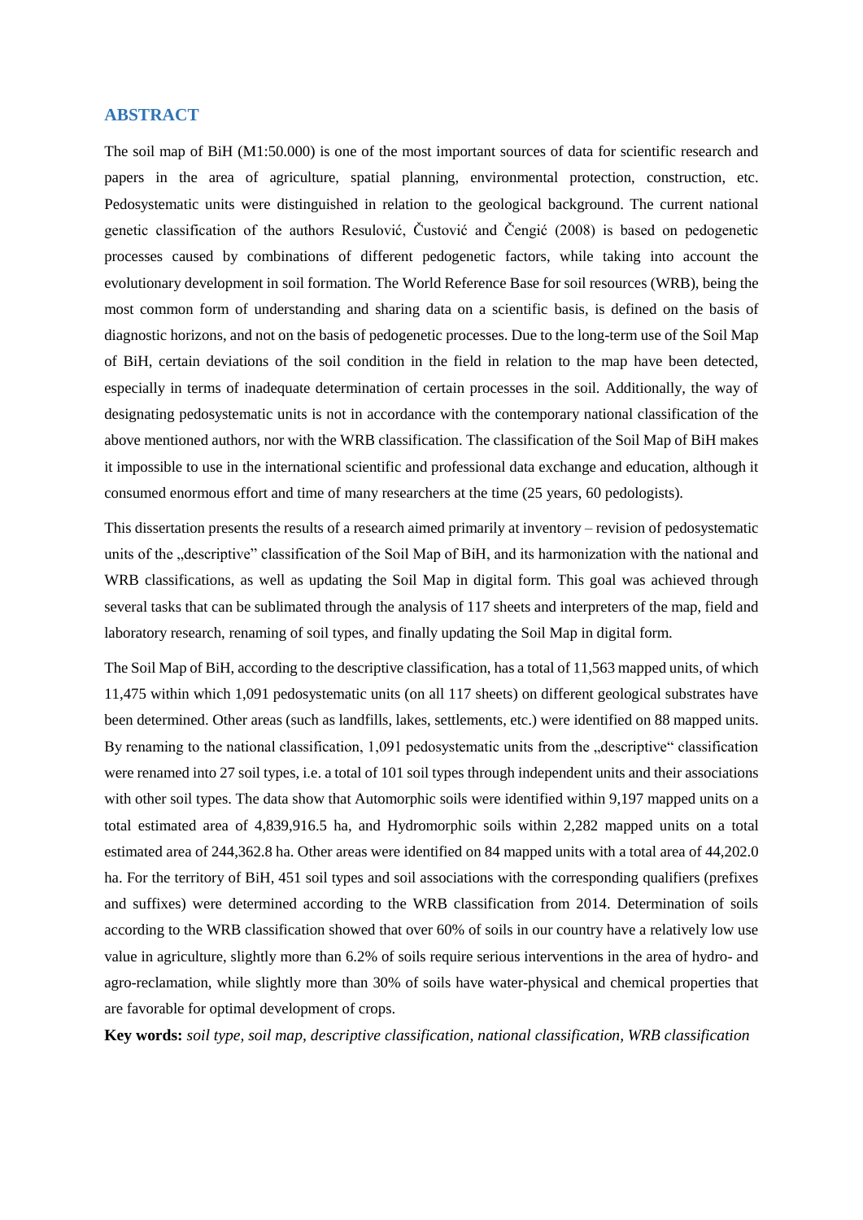## ABSTRACT

The soil map of BiH (M1:50.000) is one of the most important sources of data for scientific research and papers in the area of agriculture, spatial planning, environmental protection, construction, etc. Pedosystematic units were distinguished in relation to the geological background. The current national genetic classification of the authors Resulović, Čustović and Čengić (2008) is based on pedogenetic processes caused by combinations of different pedogenetic factors, while taking into account the evolutionary development in soil formation. The World Reference Base for soil resources (WRB), being the most common form of understanding and sharing data on a scientific basis, is defined on the basis of diagnostic horizons, and not on the basis of pedogenetic processes. Due to the long-term use of the Soil Map of BiH, certain deviations of the soil condition in the field in relation to the map have been detected, especially in terms of inadequate determination of certain processes in the soil. Additionally, the way of designating pedosystematic units is not in accordance with the contemporary national classification of the above mentioned authors, nor with the WRB classification. The classification of the Soil Map of BiH makes it impossible to use in the international scientific and professional data exchange and education, although it consumed enormous effort and time of many researchers at the time (25 years, 60 pedologists).

This dissertation presents the results of a research aimed primarily at inventory – revision of pedosystematic units of the „descriptive" classification of the Soil Map of BiH, and its harmonization with the national and WRB classifications, as well as updating the Soil Map in digital form. This goal was achieved through several tasks that can be sublimated through the analysis of 117 sheets and interpreters of the map, field and laboratory research, renaming of soil types, and finally updating the Soil Map in digital form.

The Soil Map of BiH, according to the descriptive classification, has a total of 11,563 mapped units, of which 11,475 within which 1,091 pedosystematic units (on all 117 sheets) on different geological substrates have been determined. Other areas (such as landfills, lakes, settlements, etc.) were identified on 88 mapped units. By renaming to the national classification, 1,091 pedosystematic units from the „descriptive" classification were renamed into 27 soil types, i.e. a total of 101 soil types through independent units and their associations with other soil types. The data show that Automorphic soils were identified within 9,197 mapped units on a total estimated area of 4,839,916.5 ha, and Hydromorphic soils within 2,282 mapped units on a total estimated area of 244,362.8 ha. Other areas were identified on 84 mapped units with a total area of 44,202.0 ha. For the territory of BiH, 451 soil types and soil associations with the corresponding qualifiers (prefixes and suffixes) were determined according to the WRB classification from 2014. Determination of soils according to the WRB classification showed that over 60% of soils in our country have a relatively low use value in agriculture, slightly more than 6.2% of soils require serious interventions in the area of hydro- and agro-reclamation, while slightly more than 30% of soils have water-physical and chemical properties that are favorable for optimal development of crops.

**Key words:** *soil type, soil map, descriptive classification, national classification, WRB classification*